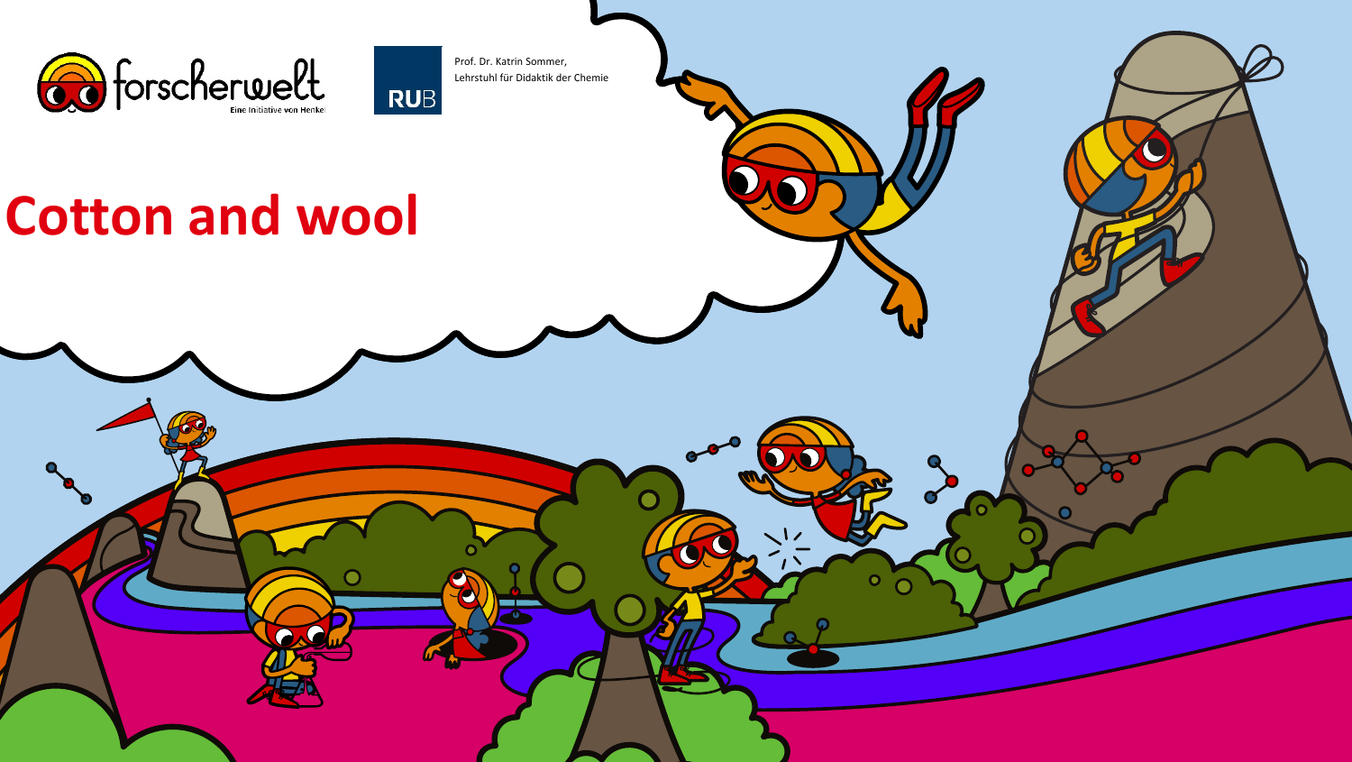forscherwelt

Eine Initiative von Henkel

RUB

Prof. Dr. Katrin Sommer,
Lehrstuhl für Didaktik der Chemie

# Cotton and wool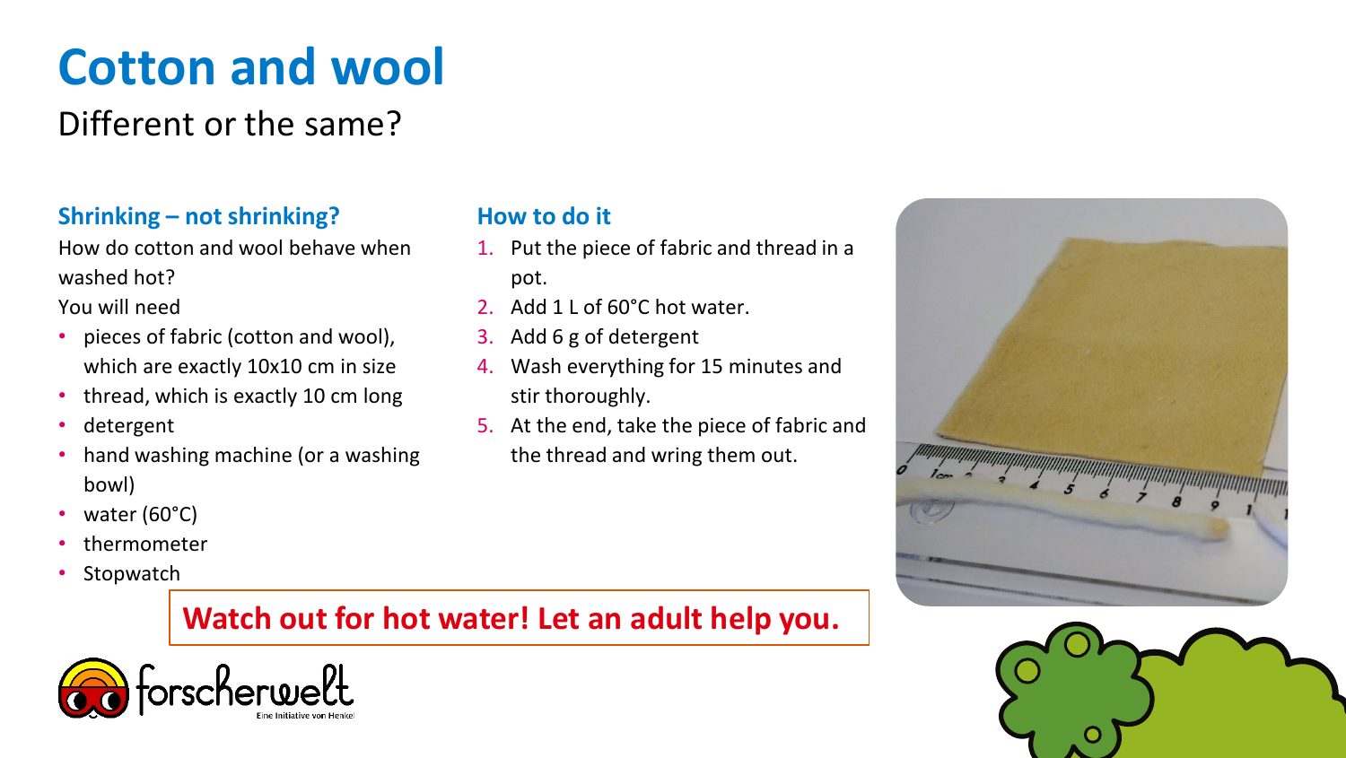# Cotton and wool

Different or the same?

### Shrinking – not shrinking?

How do cotton and wool behave when washed hot?

You will need

- pieces of fabric (cotton and wool), which are exactly 10x10 cm in size
- thread, which is exactly 10 cm long
- detergent
- hand washing machine (or a washing bowl)
- water (60°C)
- thermometer
- Stopwatch

### How to do it

1. Put the piece of fabric and thread in a pot.
2. Add 1 L of 60°C hot water.
3. Add 6 g of detergent
4. Wash everything for 15 minutes and stir thoroughly.
5. At the end, take the piece of fabric and the thread and wring them out.

**Watch out for hot water! Let an adult help you.**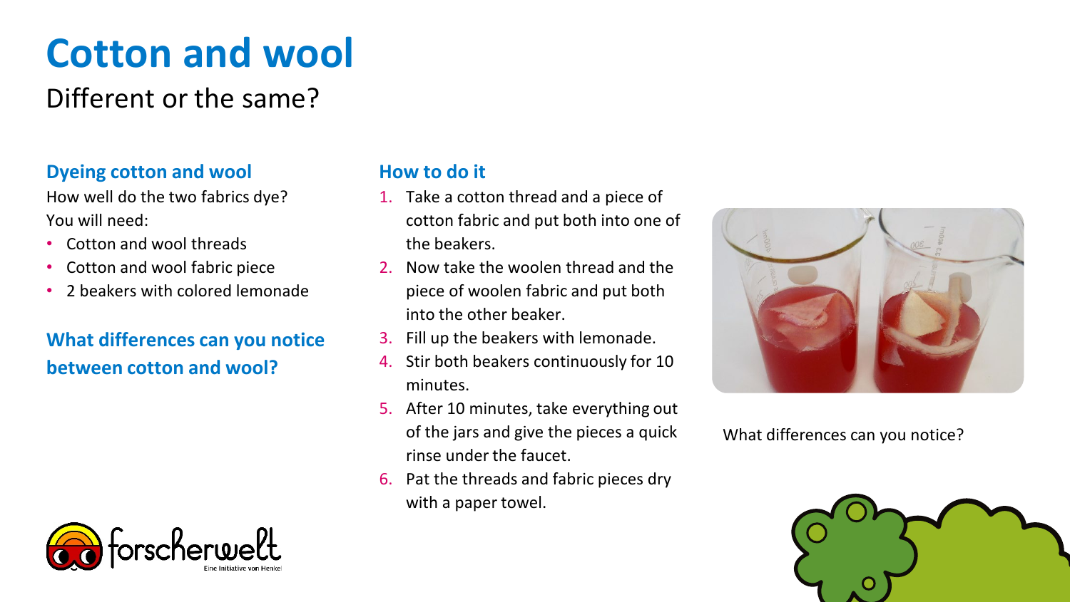# Cotton and wool

Different or the same?

### Dyeing cotton and wool

How well do the two fabrics dye?

You will need:

- Cotton and wool threads
- Cotton and wool fabric piece
- 2 beakers with colored lemonade

### What differences can you notice between cotton and wool?

### How to do it

1. Take a cotton thread and a piece of cotton fabric and put both into one of the beakers.
2. Now take the woolen thread and the piece of woolen fabric and put both into the other beaker.
3. Fill up the beakers with lemonade.
4. Stir both beakers continuously for 10 minutes.
5. After 10 minutes, take everything out of the jars and give the pieces a quick rinse under the faucet.
6. Pat the threads and fabric pieces dry with a paper towel.

What differences can you notice?

forscherwelt
Eine Initiative von Henkel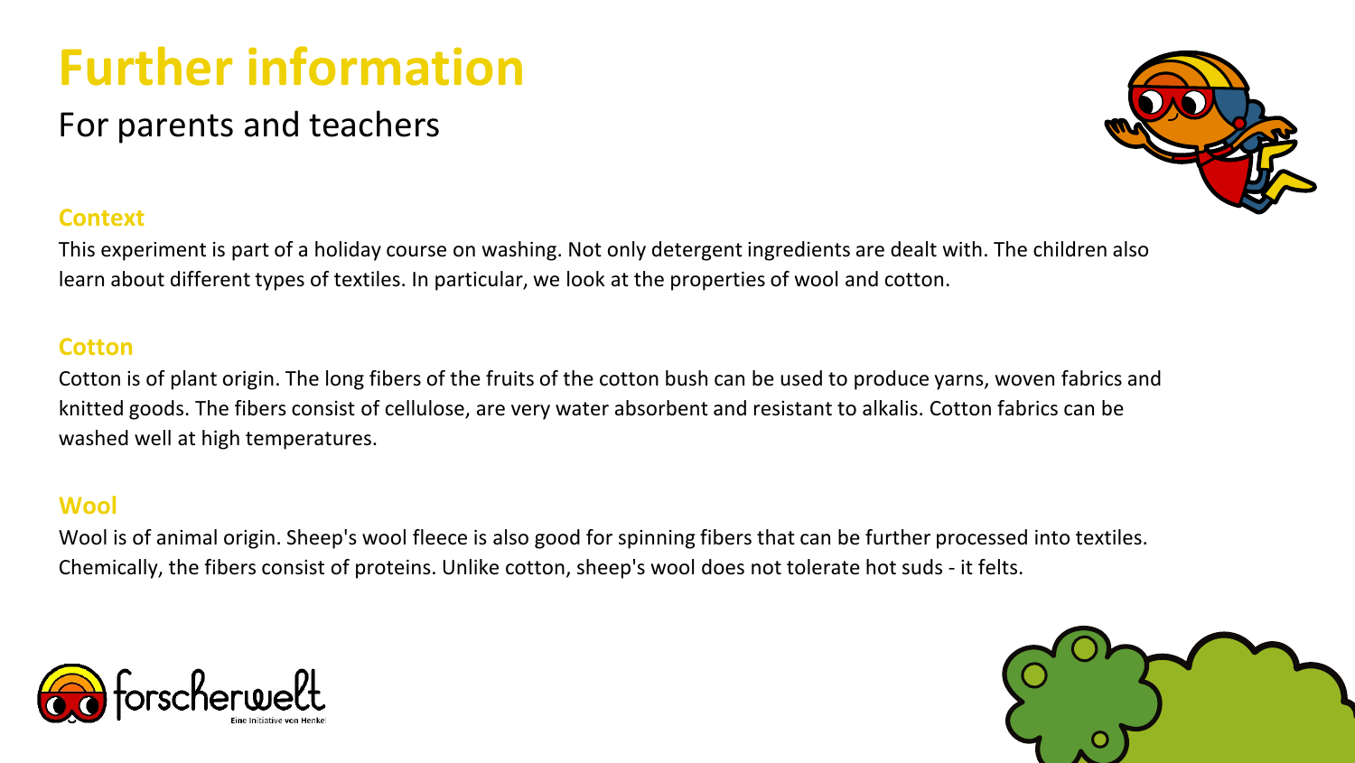# Further information

For parents and teachers

## Context

This experiment is part of a holiday course on washing. Not only detergent ingredients are dealt with. The children also learn about different types of textiles. In particular, we look at the properties of wool and cotton.

## Cotton

Cotton is of plant origin. The long fibers of the fruits of the cotton bush can be used to produce yarns, woven fabrics and knitted goods. The fibers consist of cellulose, are very water absorbent and resistant to alkalis. Cotton fabrics can be washed well at high temperatures.

## Wool

Wool is of animal origin. Sheep's wool fleece is also good for spinning fibers that can be further processed into textiles. Chemically, the fibers consist of proteins. Unlike cotton, sheep's wool does not tolerate hot suds - it felts.

forscherwelt
Eine Initiative von Henkel